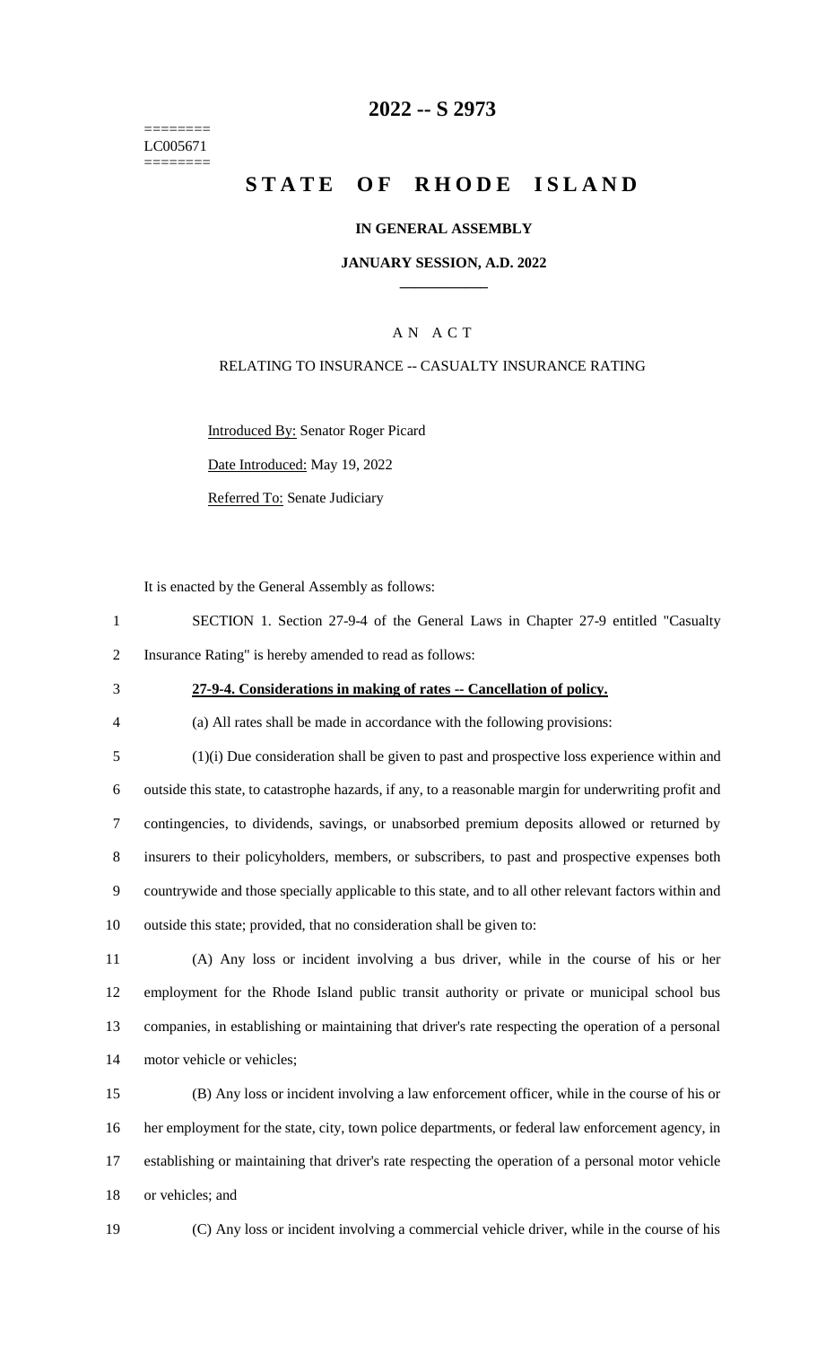========
LC005671
========

# 2022 -- S 2973

# STATE OF RHODE ISLAND

## IN GENERAL ASSEMBLY

### JANUARY SESSION, A.D. 2022

____________

A N A C T

RELATING TO INSURANCE -- CASUALTY INSURANCE RATING

Introduced By: Senator Roger Picard

Date Introduced: May 19, 2022

Referred To: Senate Judiciary

It is enacted by the General Assembly as follows:

1 SECTION 1. Section 27-9-4 of the General Laws in Chapter 27-9 entitled "Casualty
2 Insurance Rating" is hereby amended to read as follows:

3 **27-9-4. Considerations in making of rates -- Cancellation of policy.**

4 (a) All rates shall be made in accordance with the following provisions:

5 (1)(i) Due consideration shall be given to past and prospective loss experience within and
6 outside this state, to catastrophe hazards, if any, to a reasonable margin for underwriting profit and
7 contingencies, to dividends, savings, or unabsorbed premium deposits allowed or returned by
8 insurers to their policyholders, members, or subscribers, to past and prospective expenses both
9 countrywide and those specially applicable to this state, and to all other relevant factors within and
10 outside this state; provided, that no consideration shall be given to:

11 (A) Any loss or incident involving a bus driver, while in the course of his or her
12 employment for the Rhode Island public transit authority or private or municipal school bus
13 companies, in establishing or maintaining that driver's rate respecting the operation of a personal
14 motor vehicle or vehicles;

15 (B) Any loss or incident involving a law enforcement officer, while in the course of his or
16 her employment for the state, city, town police departments, or federal law enforcement agency, in
17 establishing or maintaining that driver's rate respecting the operation of a personal motor vehicle
18 or vehicles; and

19 (C) Any loss or incident involving a commercial vehicle driver, while in the course of his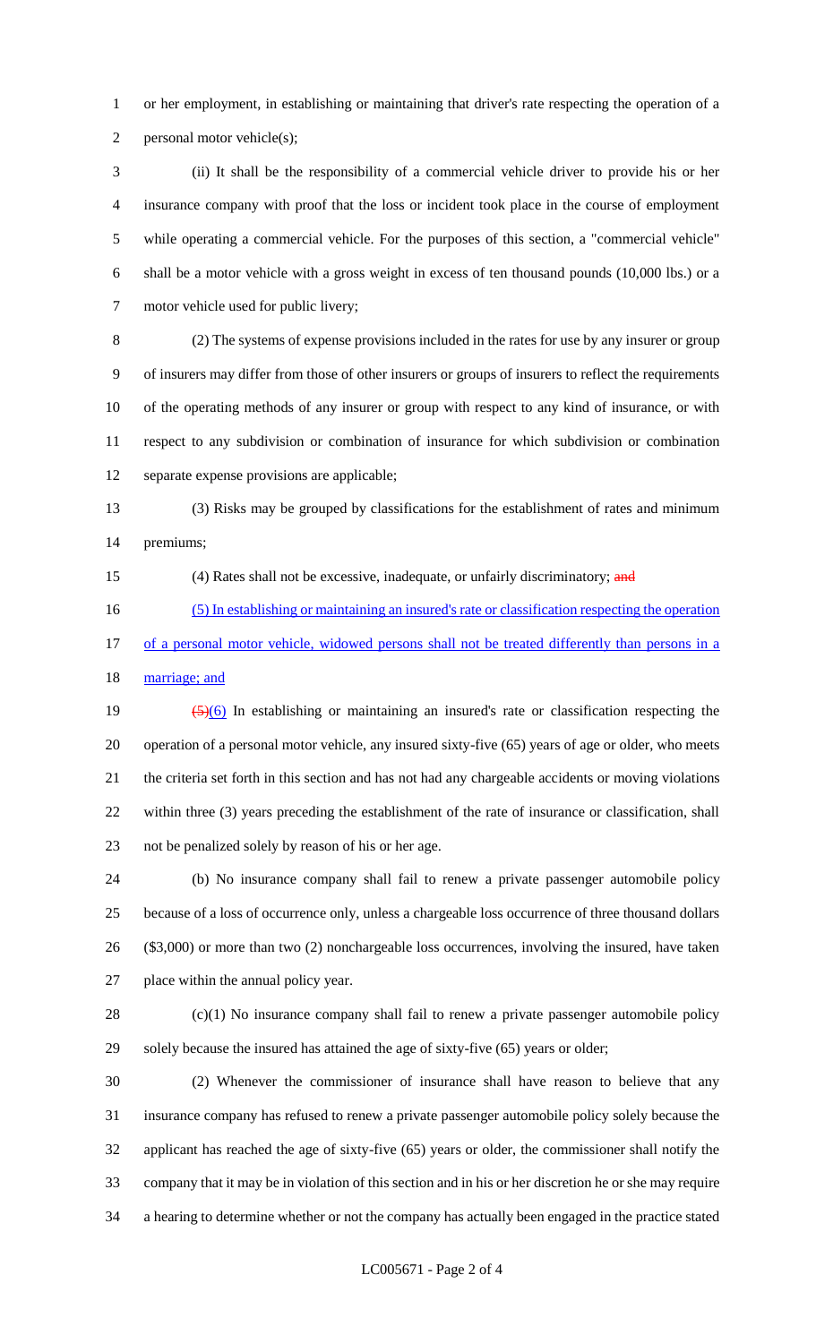or her employment, in establishing or maintaining that driver's rate respecting the operation of a personal motor vehicle(s);

(ii) It shall be the responsibility of a commercial vehicle driver to provide his or her insurance company with proof that the loss or incident took place in the course of employment while operating a commercial vehicle. For the purposes of this section, a "commercial vehicle" shall be a motor vehicle with a gross weight in excess of ten thousand pounds (10,000 lbs.) or a motor vehicle used for public livery;

(2) The systems of expense provisions included in the rates for use by any insurer or group of insurers may differ from those of other insurers or groups of insurers to reflect the requirements of the operating methods of any insurer or group with respect to any kind of insurance, or with respect to any subdivision or combination of insurance for which subdivision or combination separate expense provisions are applicable;

(3) Risks may be grouped by classifications for the establishment of rates and minimum premiums;

(4) Rates shall not be excessive, inadequate, or unfairly discriminatory; ~~and~~

(5) In establishing or maintaining an insured's rate or classification respecting the operation of a personal motor vehicle, widowed persons shall not be treated differently than persons in a marriage; and

~~(5)~~(6) In establishing or maintaining an insured's rate or classification respecting the operation of a personal motor vehicle, any insured sixty-five (65) years of age or older, who meets the criteria set forth in this section and has not had any chargeable accidents or moving violations within three (3) years preceding the establishment of the rate of insurance or classification, shall not be penalized solely by reason of his or her age.

(b) No insurance company shall fail to renew a private passenger automobile policy because of a loss of occurrence only, unless a chargeable loss occurrence of three thousand dollars ($3,000) or more than two (2) nonchargeable loss occurrences, involving the insured, have taken place within the annual policy year.

(c)(1) No insurance company shall fail to renew a private passenger automobile policy solely because the insured has attained the age of sixty-five (65) years or older;

(2) Whenever the commissioner of insurance shall have reason to believe that any insurance company has refused to renew a private passenger automobile policy solely because the applicant has reached the age of sixty-five (65) years or older, the commissioner shall notify the company that it may be in violation of this section and in his or her discretion he or she may require a hearing to determine whether or not the company has actually been engaged in the practice stated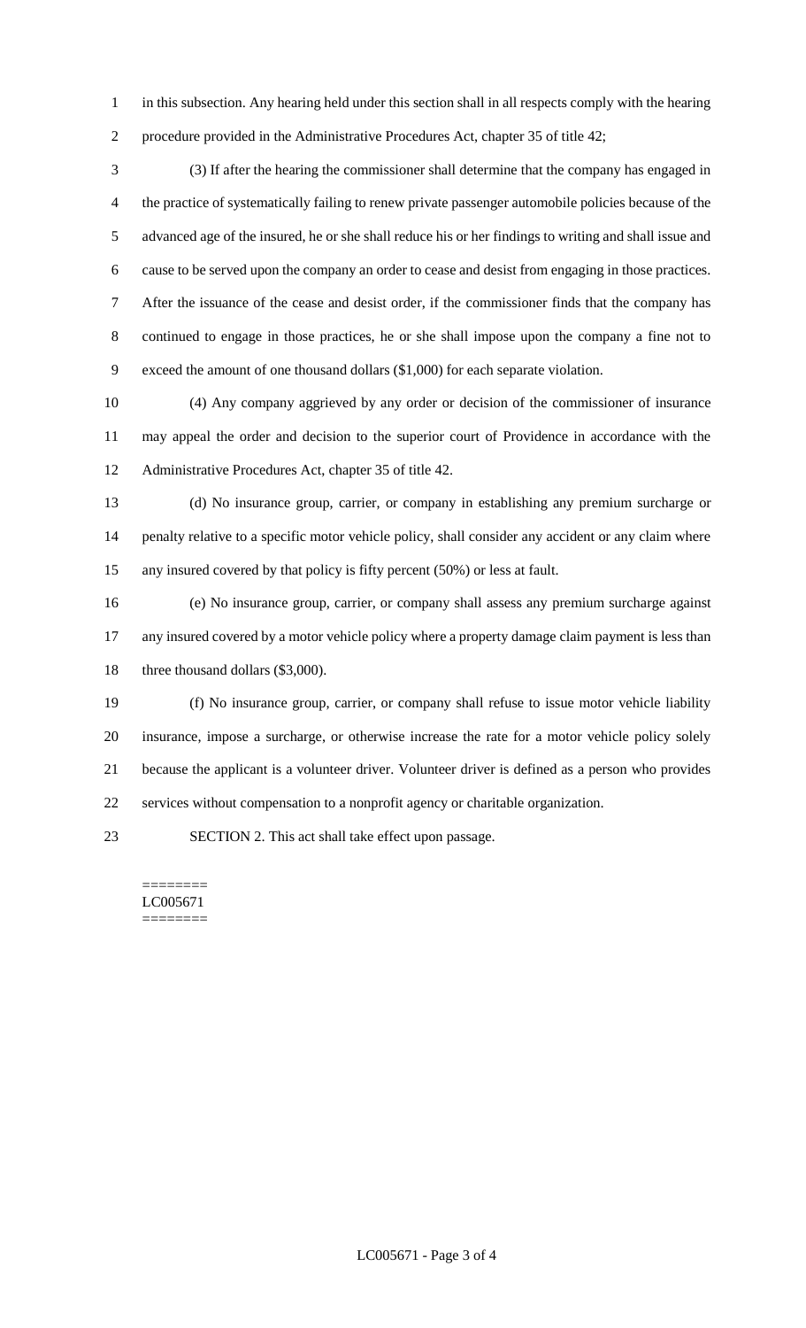in this subsection. Any hearing held under this section shall in all respects comply with the hearing procedure provided in the Administrative Procedures Act, chapter 35 of title 42;

(3) If after the hearing the commissioner shall determine that the company has engaged in the practice of systematically failing to renew private passenger automobile policies because of the advanced age of the insured, he or she shall reduce his or her findings to writing and shall issue and cause to be served upon the company an order to cease and desist from engaging in those practices. After the issuance of the cease and desist order, if the commissioner finds that the company has continued to engage in those practices, he or she shall impose upon the company a fine not to exceed the amount of one thousand dollars ($1,000) for each separate violation.

(4) Any company aggrieved by any order or decision of the commissioner of insurance may appeal the order and decision to the superior court of Providence in accordance with the Administrative Procedures Act, chapter 35 of title 42.

(d) No insurance group, carrier, or company in establishing any premium surcharge or penalty relative to a specific motor vehicle policy, shall consider any accident or any claim where any insured covered by that policy is fifty percent (50%) or less at fault.

(e) No insurance group, carrier, or company shall assess any premium surcharge against any insured covered by a motor vehicle policy where a property damage claim payment is less than three thousand dollars ($3,000).

(f) No insurance group, carrier, or company shall refuse to issue motor vehicle liability insurance, impose a surcharge, or otherwise increase the rate for a motor vehicle policy solely because the applicant is a volunteer driver. Volunteer driver is defined as a person who provides services without compensation to a nonprofit agency or charitable organization.

SECTION 2. This act shall take effect upon passage.

========
LC005671
========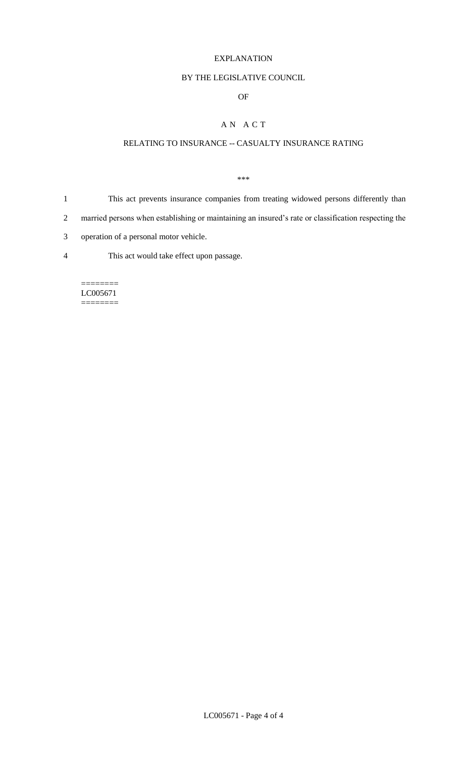# EXPLANATION

## BY THE LEGISLATIVE COUNCIL

## OF

## A N A C T

## RELATING TO INSURANCE -- CASUALTY INSURANCE RATING

***

1 This act prevents insurance companies from treating widowed persons differently than
2 married persons when establishing or maintaining an insured's rate or classification respecting the
3 operation of a personal motor vehicle.
4 This act would take effect upon passage.

========
LC005671
========